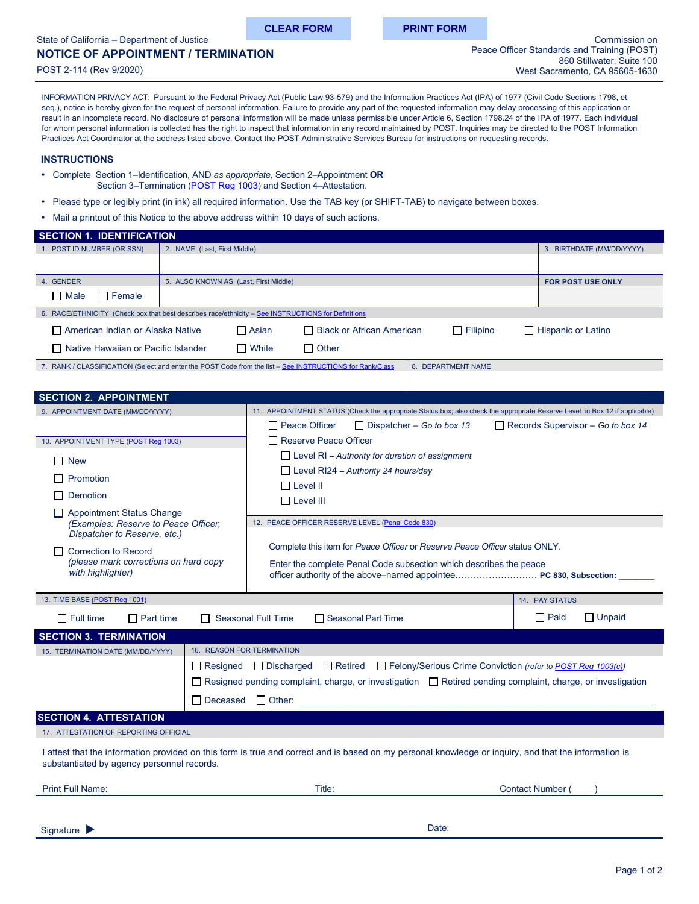CLEAR FORM | PRINT FORM

State of California – Department of Justice

# NOTICE OF APPOINTMENT / TERMINATION

POST 2-114 (Rev 9/2020)

Commission on
Peace Officer Standards and Training (POST)
860 Stillwater, Suite 100
West Sacramento, CA 95605-1630

INFORMATION PRIVACY ACT: Pursuant to the Federal Privacy Act (Public Law 93-579) and the Information Practices Act (IPA) of 1977 (Civil Code Sections 1798, et seq.), notice is hereby given for the request of personal information. Failure to provide any part of the requested information may delay processing of this application or result in an incomplete record. No disclosure of personal information will be made unless permissible under Article 6, Section 1798.24 of the IPA of 1977. Each individual for whom personal information is collected has the right to inspect that information in any record maintained by POST. Inquiries may be directed to the POST Information Practices Act Coordinator at the address listed above. Contact the POST Administrative Services Bureau for instructions on requesting records.

## INSTRUCTIONS

- Complete Section 1–Identification, AND *as appropriate,* Section 2–Appointment **OR** Section 3–Termination (POST Reg 1003) and Section 4–Attestation.
- Please type or legibly print (in ink) all required information. Use the TAB key (or SHIFT-TAB) to navigate between boxes.
- Mail a printout of this Notice to the above address within 10 days of such actions.

## SECTION 1. IDENTIFICATION

| 1. POST ID NUMBER (OR SSN) | 2. NAME (Last, First Middle) | 3. BIRTHDATE (MM/DD/YYYY) |
|---|---|---|
| | | |
| 4. GENDER | 5. ALSO KNOWN AS (Last, First Middle) | FOR POST USE ONLY |
| ☐ Male ☐ Female | | |

6. RACE/ETHNICITY (Check box that best describes race/ethnicity – See INSTRUCTIONS for Definitions

☐ American Indian or Alaska Native ☐ Asian ☐ Black or African American ☐ Filipino ☐ Hispanic or Latino

☐ Native Hawaiian or Pacific Islander ☐ White ☐ Other

| 7. RANK / CLASSIFICATION (Select and enter the POST Code from the list – See INSTRUCTIONS for Rank/Class | 8. DEPARTMENT NAME |
|---|---|
| | |

## SECTION 2. APPOINTMENT

9. APPOINTMENT DATE (MM/DD/YYYY)

10. APPOINTMENT TYPE (POST Reg 1003)

☐ New

☐ Promotion

☐ Demotion

☐ Appointment Status Change *(Examples: Reserve to Peace Officer, Dispatcher to Reserve, etc.)*

☐ Correction to Record *(please mark corrections on hard copy with highlighter)*

11. APPOINTMENT STATUS (Check the appropriate Status box; also check the appropriate Reserve Level in Box 12 if applicable)

☐ Peace Officer ☐ Dispatcher – *Go to box 13* ☐ Records Supervisor – *Go to box 14*

☐ Reserve Peace Officer

- ☐ Level RI – *Authority for duration of assignment*
- ☐ Level RI24 – *Authority 24 hours/day*
- ☐ Level II
- ☐ Level III

12. PEACE OFFICER RESERVE LEVEL (Penal Code 830)

Complete this item for *Peace Officer* or *Reserve Peace Officer* status ONLY.

Enter the complete Penal Code subsection which describes the peace officer authority of the above–named appointee.......................... **PC 830, Subsection:** _______

13. TIME BASE (POST Reg 1001)

☐ Full time ☐ Part time ☐ Seasonal Full Time ☐ Seasonal Part Time

14. PAY STATUS

☐ Paid ☐ Unpaid

## SECTION 3. TERMINATION

15. TERMINATION DATE (MM/DD/YYYY)

16. REASON FOR TERMINATION

☐ Resigned ☐ Discharged ☐ Retired ☐ Felony/Serious Crime Conviction *(refer to POST Reg 1003(c))*

☐ Resigned pending complaint, charge, or investigation ☐ Retired pending complaint, charge, or investigation

☐ Deceased ☐ Other: ______________________________

## SECTION 4. ATTESTATION

17. ATTESTATION OF REPORTING OFFICIAL

I attest that the information provided on this form is true and correct and is based on my personal knowledge or inquiry, and that the information is substantiated by agency personnel records.

Print Full Name: Title: Contact Number ( )

Signature ▶ Date: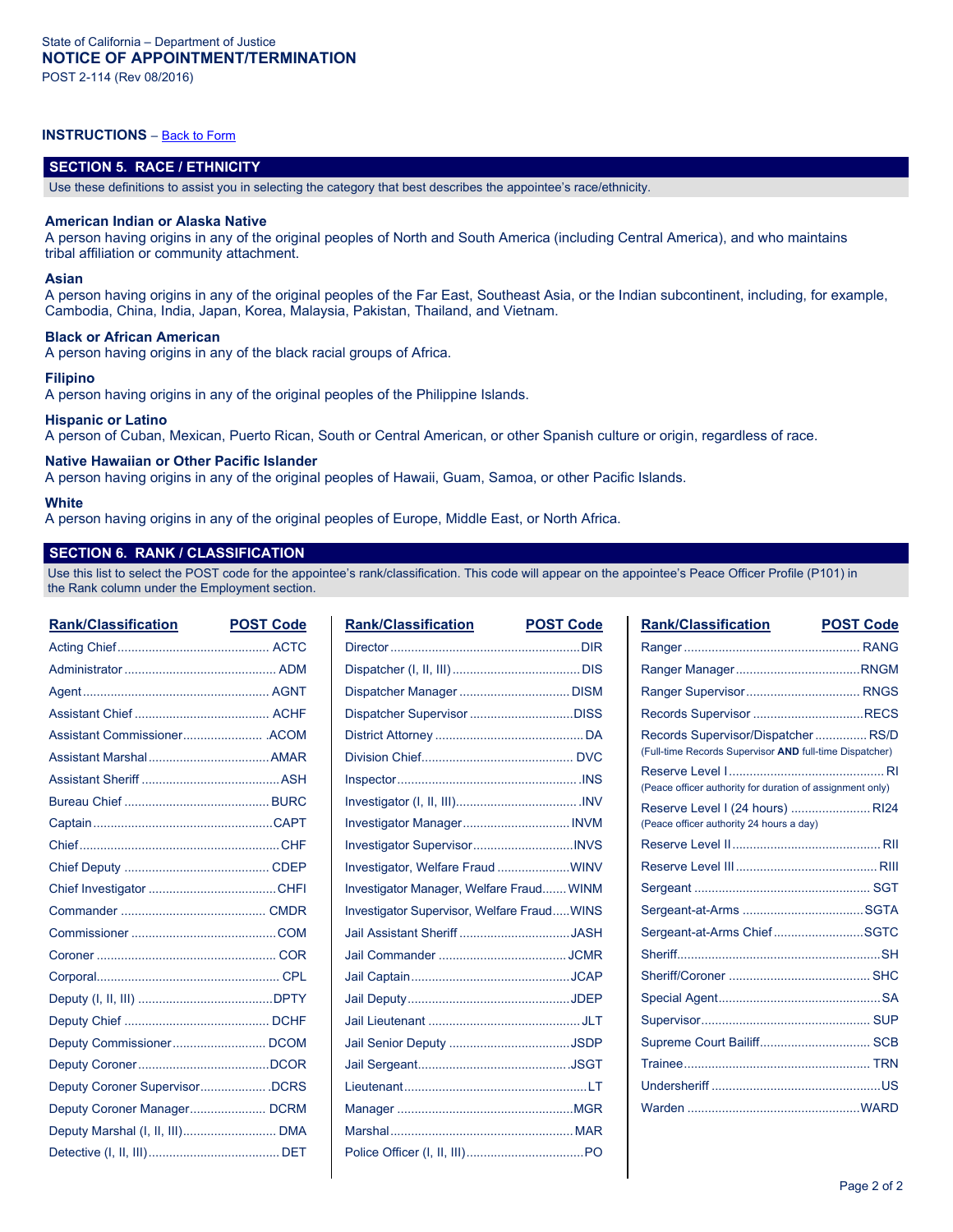State of California – Department of Justice

# NOTICE OF APPOINTMENT/TERMINATION

POST 2-114 (Rev 08/2016)

**INSTRUCTIONS** – Back to Form

## SECTION 5. RACE / ETHNICITY

Use these definitions to assist you in selecting the category that best describes the appointee's race/ethnicity.

**American Indian or Alaska Native**
A person having origins in any of the original peoples of North and South America (including Central America), and who maintains tribal affiliation or community attachment.

**Asian**
A person having origins in any of the original peoples of the Far East, Southeast Asia, or the Indian subcontinent, including, for example, Cambodia, China, India, Japan, Korea, Malaysia, Pakistan, Thailand, and Vietnam.

**Black or African American**
A person having origins in any of the black racial groups of Africa.

**Filipino**
A person having origins in any of the original peoples of the Philippine Islands.

**Hispanic or Latino**
A person of Cuban, Mexican, Puerto Rican, South or Central American, or other Spanish culture or origin, regardless of race.

**Native Hawaiian or Other Pacific Islander**
A person having origins in any of the original peoples of Hawaii, Guam, Samoa, or other Pacific Islands.

**White**
A person having origins in any of the original peoples of Europe, Middle East, or North Africa.

## SECTION 6. RANK / CLASSIFICATION

Use this list to select the POST code for the appointee's rank/classification. This code will appear on the appointee's Peace Officer Profile (P101) in the Rank column under the Employment section.

| Rank/Classification | POST Code |
|---|---|
| Acting Chief | ACTC |
| Administrator | ADM |
| Agent | AGNT |
| Assistant Chief | ACHF |
| Assistant Commissioner | ACOM |
| Assistant Marshal | AMAR |
| Assistant Sheriff | ASH |
| Bureau Chief | BURC |
| Captain | CAPT |
| Chief | CHF |
| Chief Deputy | CDEP |
| Chief Investigator | CHFI |
| Commander | CMDR |
| Commissioner | COM |
| Coroner | COR |
| Corporal | CPL |
| Deputy (I, II, III) | DPTY |
| Deputy Chief | DCHF |
| Deputy Commissioner | DCOM |
| Deputy Coroner | DCOR |
| Deputy Coroner Supervisor | DCRS |
| Deputy Coroner Manager | DCRM |
| Deputy Marshal (I, II, III) | DMA |
| Detective (I, II, III) | DET |
| Director | DIR |
| Dispatcher (I, II, III) | DIS |
| Dispatcher Manager | DISM |
| Dispatcher Supervisor | DISS |
| District Attorney | DA |
| Division Chief | DVC |
| Inspector | INS |
| Investigator (I, II, III) | INV |
| Investigator Manager | INVM |
| Investigator Supervisor | INVS |
| Investigator, Welfare Fraud | WINV |
| Investigator Manager, Welfare Fraud | WINM |
| Investigator Supervisor, Welfare Fraud | WINS |
| Jail Assistant Sheriff | JASH |
| Jail Commander | JCMR |
| Jail Captain | JCAP |
| Jail Deputy | JDEP |
| Jail Lieutenant | JLT |
| Jail Senior Deputy | JSDP |
| Jail Sergeant | JSGT |
| Lieutenant | LT |
| Manager | MGR |
| Marshal | MAR |
| Police Officer (I, II, III) | PO |
| Ranger | RANG |
| Ranger Manager | RNGM |
| Ranger Supervisor | RNGS |
| Records Supervisor | RECS |
| Records Supervisor/Dispatcher (Full-time Records Supervisor **AND** full-time Dispatcher) | RS/D |
| Reserve Level I (Peace officer authority for duration of assignment only) | RI |
| Reserve Level I (24 hours) (Peace officer authority 24 hours a day) | RI24 |
| Reserve Level II | RII |
| Reserve Level III | RIII |
| Sergeant | SGT |
| Sergeant-at-Arms | SGTA |
| Sergeant-at-Arms Chief | SGTC |
| Sheriff | SH |
| Sheriff/Coroner | SHC |
| Special Agent | SA |
| Supervisor | SUP |
| Supreme Court Bailiff | SCB |
| Trainee | TRN |
| Undersheriff | US |
| Warden | WARD |